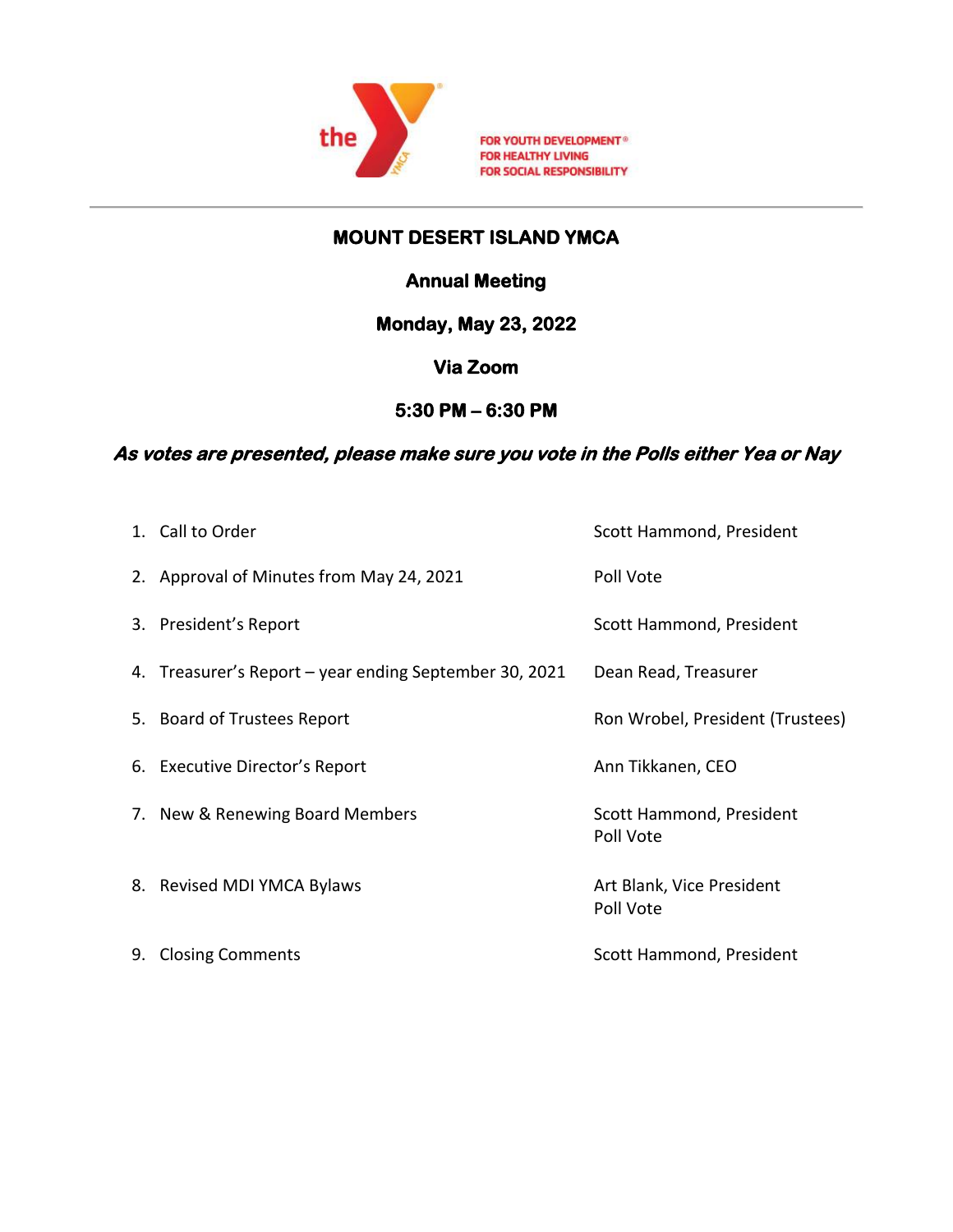the Y YMCA

FOR YOUTH DEVELOPMENT®
FOR HEALTHY LIVING
FOR SOCIAL RESPONSIBILITY

---

# MOUNT DESERT ISLAND YMCA

## Annual Meeting

**Monday, May 23, 2022**

**Via Zoom**

**5:30 PM – 6:30 PM**

***As votes are presented, please make sure you vote in the Polls either Yea or Nay***

| | |
|---|---|
| 1. Call to Order | Scott Hammond, President |
| 2. Approval of Minutes from May 24, 2021 | Poll Vote |
| 3. President's Report | Scott Hammond, President |
| 4. Treasurer's Report – year ending September 30, 2021 | Dean Read, Treasurer |
| 5. Board of Trustees Report | Ron Wrobel, President (Trustees) |
| 6. Executive Director's Report | Ann Tikkanen, CEO |
| 7. New & Renewing Board Members | Scott Hammond, President<br>Poll Vote |
| 8. Revised MDI YMCA Bylaws | Art Blank, Vice President<br>Poll Vote |
| 9. Closing Comments | Scott Hammond, President |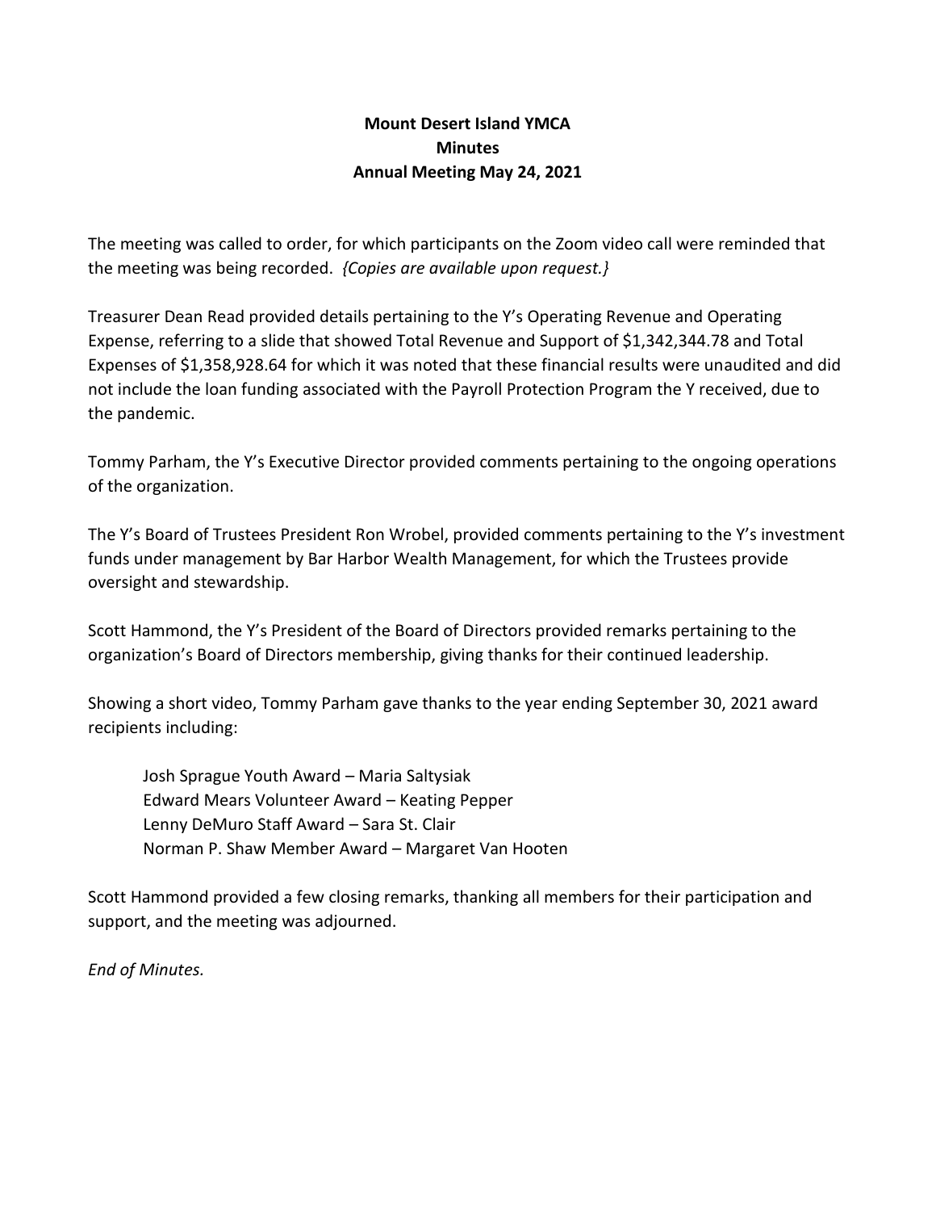**Mount Desert Island YMCA**
**Minutes**
**Annual Meeting May 24, 2021**

The meeting was called to order, for which participants on the Zoom video call were reminded that the meeting was being recorded. *{Copies are available upon request.}*

Treasurer Dean Read provided details pertaining to the Y's Operating Revenue and Operating Expense, referring to a slide that showed Total Revenue and Support of $1,342,344.78 and Total Expenses of $1,358,928.64 for which it was noted that these financial results were unaudited and did not include the loan funding associated with the Payroll Protection Program the Y received, due to the pandemic.

Tommy Parham, the Y's Executive Director provided comments pertaining to the ongoing operations of the organization.

The Y's Board of Trustees President Ron Wrobel, provided comments pertaining to the Y's investment funds under management by Bar Harbor Wealth Management, for which the Trustees provide oversight and stewardship.

Scott Hammond, the Y's President of the Board of Directors provided remarks pertaining to the organization's Board of Directors membership, giving thanks for their continued leadership.

Showing a short video, Tommy Parham gave thanks to the year ending September 30, 2021 award recipients including:

Josh Sprague Youth Award – Maria Saltysiak
Edward Mears Volunteer Award – Keating Pepper
Lenny DeMuro Staff Award – Sara St. Clair
Norman P. Shaw Member Award – Margaret Van Hooten

Scott Hammond provided a few closing remarks, thanking all members for their participation and support, and the meeting was adjourned.

*End of Minutes.*